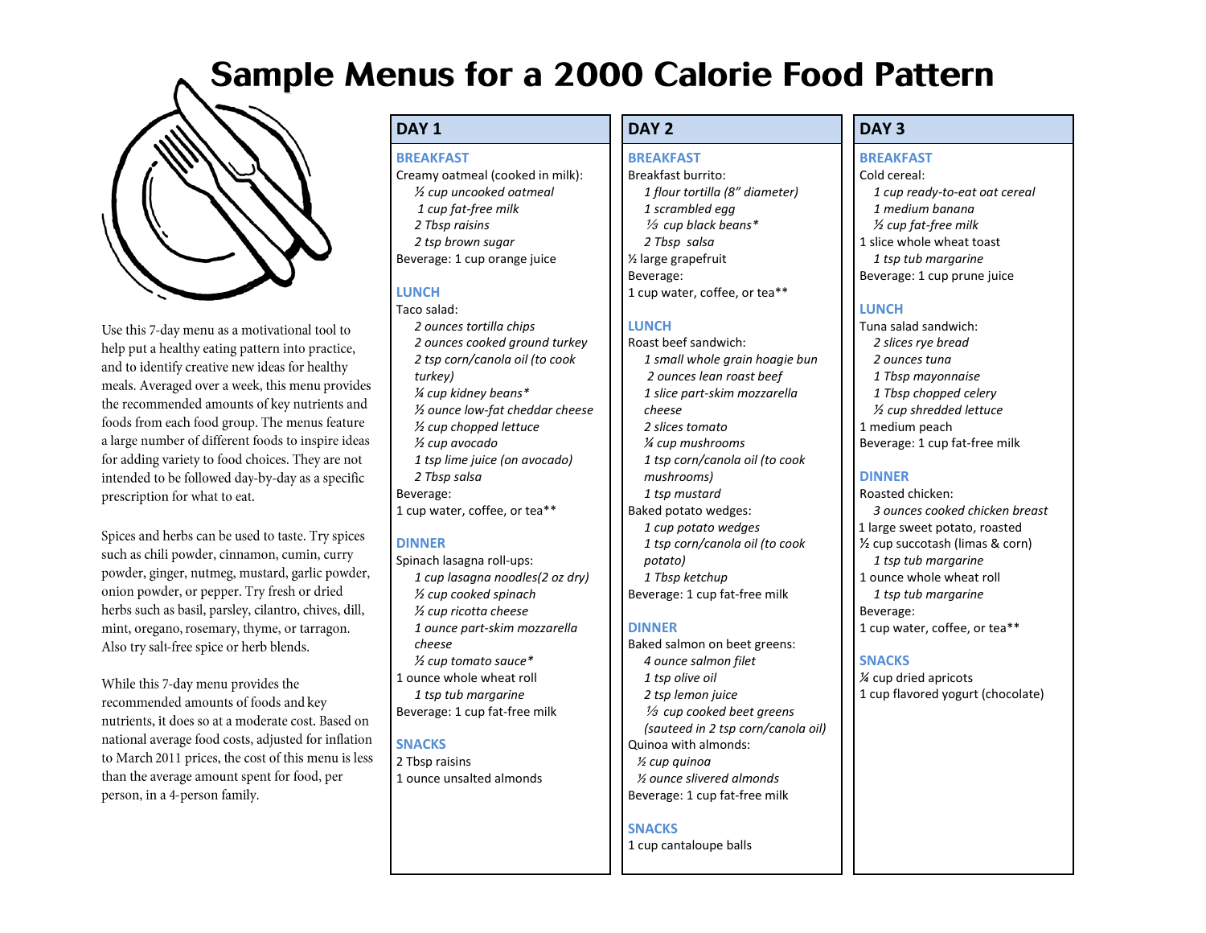# Sample Menus for a 2000 Calorie Food Pattern

Use this 7-day menu as a motivational tool to help put a healthy eating pattern into practice, and to identify creative new ideas for healthy meals. Averaged over a week, this menu provides the recommended amounts of key nutrients and foods from each food group. The menus feature a large number of different foods to inspire ideas for adding variety to food choices. They are not intended to be followed day-by-day as a specific prescription for what to eat.

Spices and herbs can be used to taste. Try spices such as chili powder, cinnamon, cumin, curry powder, ginger, nutmeg, mustard, garlic powder, onion powder, or pepper. Try fresh or dried herbs such as basil, parsley, cilantro, chives, dill, mint, oregano, rosemary, thyme, or tarragon. Also try salt-free spice or herb blends.

While this 7-day menu provides the recommended amounts of foods and key nutrients, it does so at a moderate cost. Based on national average food costs, adjusted for inflation to March 2011 prices, the cost of this menu is less than the average amount spent for food, per person, in a 4-person family.

## DAY 1

### BREAKFAST

Creamy oatmeal (cooked in milk):
- *½ cup uncooked oatmeal*
- *1 cup fat-free milk*
- *2 Tbsp raisins*
- *2 tsp brown sugar*

Beverage: 1 cup orange juice

### LUNCH

Taco salad:
- *2 ounces tortilla chips*
- *2 ounces cooked ground turkey*
- *2 tsp corn/canola oil (to cook turkey)*
- *¼ cup kidney beans**
- *½ ounce low-fat cheddar cheese*
- *½ cup chopped lettuce*
- *½ cup avocado*
- *1 tsp lime juice (on avocado)*
- *2 Tbsp salsa*

Beverage:
1 cup water, coffee, or tea**

### DINNER

Spinach lasagna roll-ups:
- *1 cup lasagna noodles(2 oz dry)*
- *½ cup cooked spinach*
- *½ cup ricotta cheese*
- *1 ounce part-skim mozzarella cheese*
- *½ cup tomato sauce**

1 ounce whole wheat roll
- *1 tsp tub margarine*

Beverage: 1 cup fat-free milk

### SNACKS

2 Tbsp raisins
1 ounce unsalted almonds

## DAY 2

### BREAKFAST

Breakfast burrito:
- *1 flour tortilla (8" diameter)*
- *1 scrambled egg*
- *⅓ cup black beans**
- *2 Tbsp salsa*

½ large grapefruit
Beverage:
1 cup water, coffee, or tea**

### LUNCH

Roast beef sandwich:
- *1 small whole grain hoagie bun*
- *2 ounces lean roast beef*
- *1 slice part-skim mozzarella cheese*
- *2 slices tomato*
- *¼ cup mushrooms*
- *1 tsp corn/canola oil (to cook mushrooms)*
- *1 tsp mustard*

Baked potato wedges:
- *1 cup potato wedges*
- *1 tsp corn/canola oil (to cook potato)*
- *1 Tbsp ketchup*

Beverage: 1 cup fat-free milk

### DINNER

Baked salmon on beet greens:
- *4 ounce salmon filet*
- *1 tsp olive oil*
- *2 tsp lemon juice*
- *⅓ cup cooked beet greens (sauteed in 2 tsp corn/canola oil)*

Quinoa with almonds:
- *½ cup quinoa*
- *½ ounce slivered almonds*

Beverage: 1 cup fat-free milk

### SNACKS

1 cup cantaloupe balls

## DAY 3

### BREAKFAST

Cold cereal:
- *1 cup ready-to-eat oat cereal*
- *1 medium banana*
- *½ cup fat-free milk*

1 slice whole wheat toast
- *1 tsp tub margarine*

Beverage: 1 cup prune juice

### LUNCH

Tuna salad sandwich:
- *2 slices rye bread*
- *2 ounces tuna*
- *1 Tbsp mayonnaise*
- *1 Tbsp chopped celery*
- *½ cup shredded lettuce*

1 medium peach
Beverage: 1 cup fat-free milk

### DINNER

Roasted chicken:
- *3 ounces cooked chicken breast*

1 large sweet potato, roasted
½ cup succotash (limas & corn)
- *1 tsp tub margarine*

1 ounce whole wheat roll
- *1 tsp tub margarine*

Beverage:
1 cup water, coffee, or tea**

### SNACKS

¼ cup dried apricots
1 cup flavored yogurt (chocolate)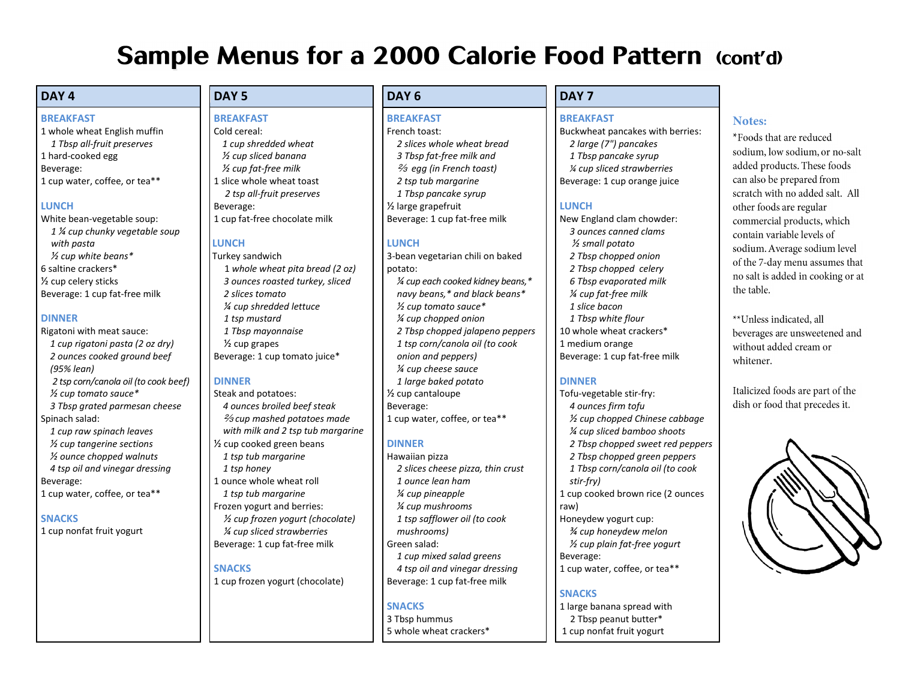# Sample Menus for a 2000 Calorie Food Pattern (cont'd)

## DAY 4

### BREAKFAST

1 whole wheat English muffin
*1 Tbsp all-fruit preserves*
1 hard-cooked egg
Beverage:
1 cup water, coffee, or tea**

### LUNCH

White bean-vegetable soup:
*1 ¼ cup chunky vegetable soup with pasta*
*½ cup white beans**
6 saltine crackers*
½ cup celery sticks
Beverage: 1 cup fat-free milk

### DINNER

Rigatoni with meat sauce:
*1 cup rigatoni pasta (2 oz dry)*
*2 ounces cooked ground beef (95% lean)*
*2 tsp corn/canola oil (to cook beef)*
*½ cup tomato sauce**
*3 Tbsp grated parmesan cheese*
Spinach salad:
*1 cup raw spinach leaves*
*½ cup tangerine sections*
*½ ounce chopped walnuts*
*4 tsp oil and vinegar dressing*
Beverage:
1 cup water, coffee, or tea**

### SNACKS

1 cup nonfat fruit yogurt

## DAY 5

### BREAKFAST

Cold cereal:
*1 cup shredded wheat*
*½ cup sliced banana*
*½ cup fat-free milk*
1 slice whole wheat toast
*2 tsp all-fruit preserves*
Beverage:
1 cup fat-free chocolate milk

### LUNCH

Turkey sandwich
*1 whole wheat pita bread (2 oz)*
*3 ounces roasted turkey, sliced*
*2 slices tomato*
*¼ cup shredded lettuce*
*1 tsp mustard*
*1 Tbsp mayonnaise*
½ cup grapes
Beverage: 1 cup tomato juice*

### DINNER

Steak and potatoes:
*4 ounces broiled beef steak*
*⅔ cup mashed potatoes made with milk and 2 tsp tub margarine*
½ cup cooked green beans
*1 tsp tub margarine*
*1 tsp honey*
1 ounce whole wheat roll
*1 tsp tub margarine*
Frozen yogurt and berries:
*½ cup frozen yogurt (chocolate)*
*¼ cup sliced strawberries*
Beverage: 1 cup fat-free milk

### SNACKS

1 cup frozen yogurt (chocolate)

## DAY 6

### BREAKFAST

French toast:
*2 slices whole wheat bread*
*3 Tbsp fat-free milk and*
*⅔ egg (in French toast)*
*2 tsp tub margarine*
*1 Tbsp pancake syrup*
½ large grapefruit
Beverage: 1 cup fat-free milk

### LUNCH

3-bean vegetarian chili on baked potato:
*¼ cup each cooked kidney beans,* navy beans,* and black beans**
*½ cup tomato sauce**
*¼ cup chopped onion*
*2 Tbsp chopped jalapeno peppers*
*1 tsp corn/canola oil (to cook onion and peppers)*
*¼ cup cheese sauce*
*1 large baked potato*
½ cup cantaloupe
Beverage:
1 cup water, coffee, or tea**

### DINNER

Hawaiian pizza
*2 slices cheese pizza, thin crust*
*1 ounce lean ham*
*¼ cup pineapple*
*¼ cup mushrooms*
*1 tsp safflower oil (to cook mushrooms)*
Green salad:
*1 cup mixed salad greens*
*4 tsp oil and vinegar dressing*
Beverage: 1 cup fat-free milk

### SNACKS

3 Tbsp hummus
5 whole wheat crackers*

## DAY 7

### BREAKFAST

Buckwheat pancakes with berries:
*2 large (7") pancakes*
*1 Tbsp pancake syrup*
*¼ cup sliced strawberries*
Beverage: 1 cup orange juice

### LUNCH

New England clam chowder:
*3 ounces canned clams*
*½ small potato*
*2 Tbsp chopped onion*
*2 Tbsp chopped celery*
*6 Tbsp evaporated milk*
*¼ cup fat-free milk*
*1 slice bacon*
*1 Tbsp white flour*
10 whole wheat crackers*
1 medium orange
Beverage: 1 cup fat-free milk

### DINNER

Tofu-vegetable stir-fry:
*4 ounces firm tofu*
*½ cup chopped Chinese cabbage*
*¼ cup sliced bamboo shoots*
*2 Tbsp chopped sweet red peppers*
*2 Tbsp chopped green peppers*
*1 Tbsp corn/canola oil (to cook stir-fry)*
1 cup cooked brown rice (2 ounces raw)
Honeydew yogurt cup:
*¾ cup honeydew melon*
*½ cup plain fat-free yogurt*
Beverage:
1 cup water, coffee, or tea**

### SNACKS

1 large banana spread with
2 Tbsp peanut butter*
1 cup nonfat fruit yogurt

## Notes:

*Foods that are reduced sodium, low sodium, or no-salt added products. These foods can also be prepared from scratch with no added salt. All other foods are regular commercial products, which contain variable levels of sodium. Average sodium level of the 7-day menu assumes that no salt is added in cooking or at the table.

**Unless indicated, all beverages are unsweetened and without added cream or whitener.

Italicized foods are part of the dish or food that precedes it.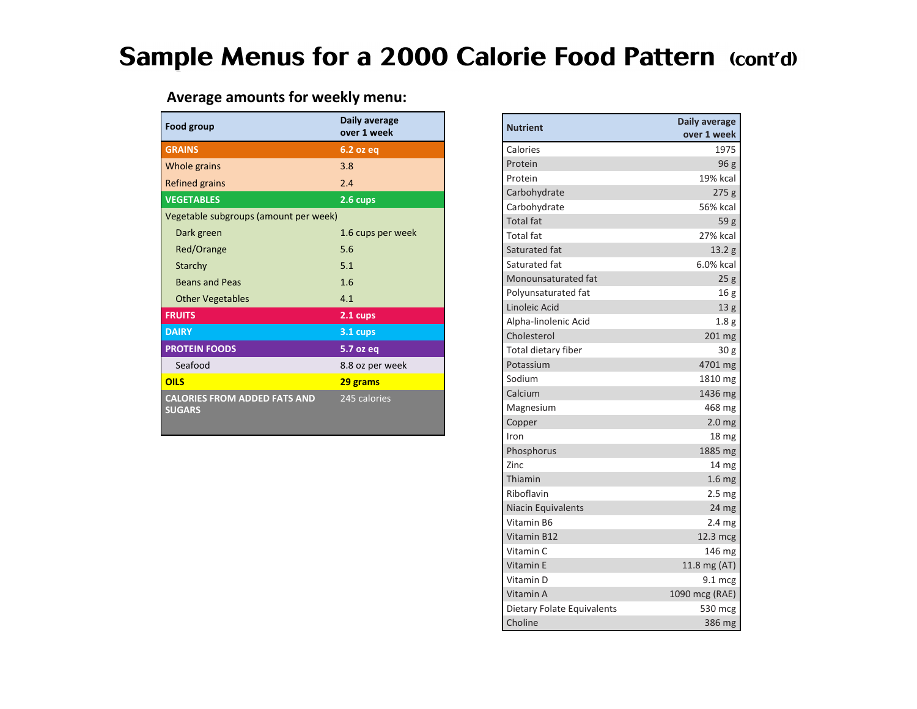# Sample Menus for a 2000 Calorie Food Pattern (cont'd)

## Average amounts for weekly menu:

| Food group | Daily average over 1 week |
| --- | --- |
| **GRAINS** | **6.2 oz eq** |
| Whole grains | 3.8 |
| Refined grains | 2.4 |
| **VEGETABLES** | **2.6 cups** |
| Vegetable subgroups (amount per week) | |
| Dark green | 1.6 cups per week |
| Red/Orange | 5.6 |
| Starchy | 5.1 |
| Beans and Peas | 1.6 |
| Other Vegetables | 4.1 |
| **FRUITS** | **2.1 cups** |
| **DAIRY** | **3.1 cups** |
| **PROTEIN FOODS** | **5.7 oz eq** |
| Seafood | 8.8 oz per week |
| **OILS** | **29 grams** |
| **CALORIES FROM ADDED FATS AND SUGARS** | 245 calories |

| Nutrient | Daily average over 1 week |
| --- | --- |
| Calories | 1975 |
| Protein | 96 g |
| Protein | 19% kcal |
| Carbohydrate | 275 g |
| Carbohydrate | 56% kcal |
| Total fat | 59 g |
| Total fat | 27% kcal |
| Saturated fat | 13.2 g |
| Saturated fat | 6.0% kcal |
| Monounsaturated fat | 25 g |
| Polyunsaturated fat | 16 g |
| Linoleic Acid | 13 g |
| Alpha-linolenic Acid | 1.8 g |
| Cholesterol | 201 mg |
| Total dietary fiber | 30 g |
| Potassium | 4701 mg |
| Sodium | 1810 mg |
| Calcium | 1436 mg |
| Magnesium | 468 mg |
| Copper | 2.0 mg |
| Iron | 18 mg |
| Phosphorus | 1885 mg |
| Zinc | 14 mg |
| Thiamin | 1.6 mg |
| Riboflavin | 2.5 mg |
| Niacin Equivalents | 24 mg |
| Vitamin B6 | 2.4 mg |
| Vitamin B12 | 12.3 mcg |
| Vitamin C | 146 mg |
| Vitamin E | 11.8 mg (AT) |
| Vitamin D | 9.1 mcg |
| Vitamin A | 1090 mcg (RAE) |
| Dietary Folate Equivalents | 530 mcg |
| Choline | 386 mg |